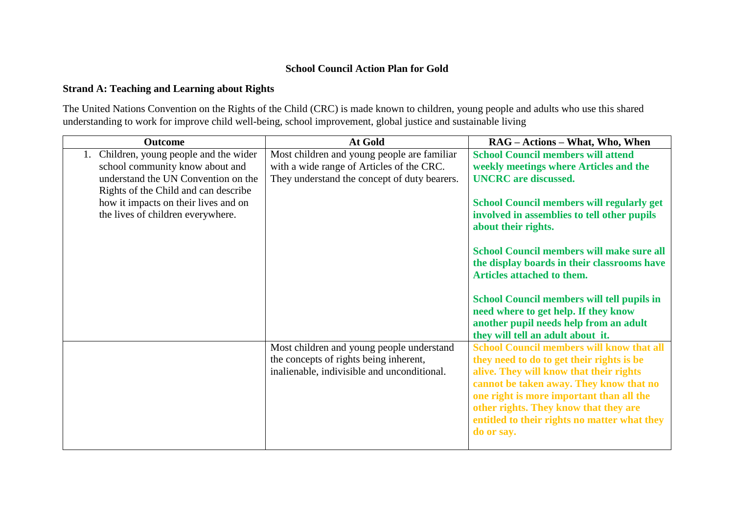# School Council Action Plan for Gold

## Strand A: Teaching and Learning about Rights

The United Nations Convention on the Rights of the Child (CRC) is made known to children, young people and adults who use this shared understanding to work for improve child well-being, school improvement, global justice and sustainable living

| Outcome | At Gold | RAG – Actions – What, Who, When |
|---|---|---|
| 1. Children, young people and the wider school community know about and understand the UN Convention on the Rights of the Child and can describe how it impacts on their lives and on the lives of children everywhere. | Most children and young people are familiar with a wide range of Articles of the CRC. They understand the concept of duty bearers. | **School Council members will attend weekly meetings where Articles and the UNCRC are discussed.**<br><br>**School Council members will regularly get involved in assemblies to tell other pupils about their rights.**<br><br>**School Council members will make sure all the display boards in their classrooms have Articles attached to them.**<br><br>**School Council members will tell pupils in need where to get help. If they know another pupil needs help from an adult they will tell an adult about it.** |
| | Most children and young people understand the concepts of rights being inherent, inalienable, indivisible and unconditional. | **School Council members will know that all they need to do to get their rights is be alive. They will know that their rights cannot be taken away. They know that no one right is more important than all the other rights. They know that they are entitled to their rights no matter what they do or say.** |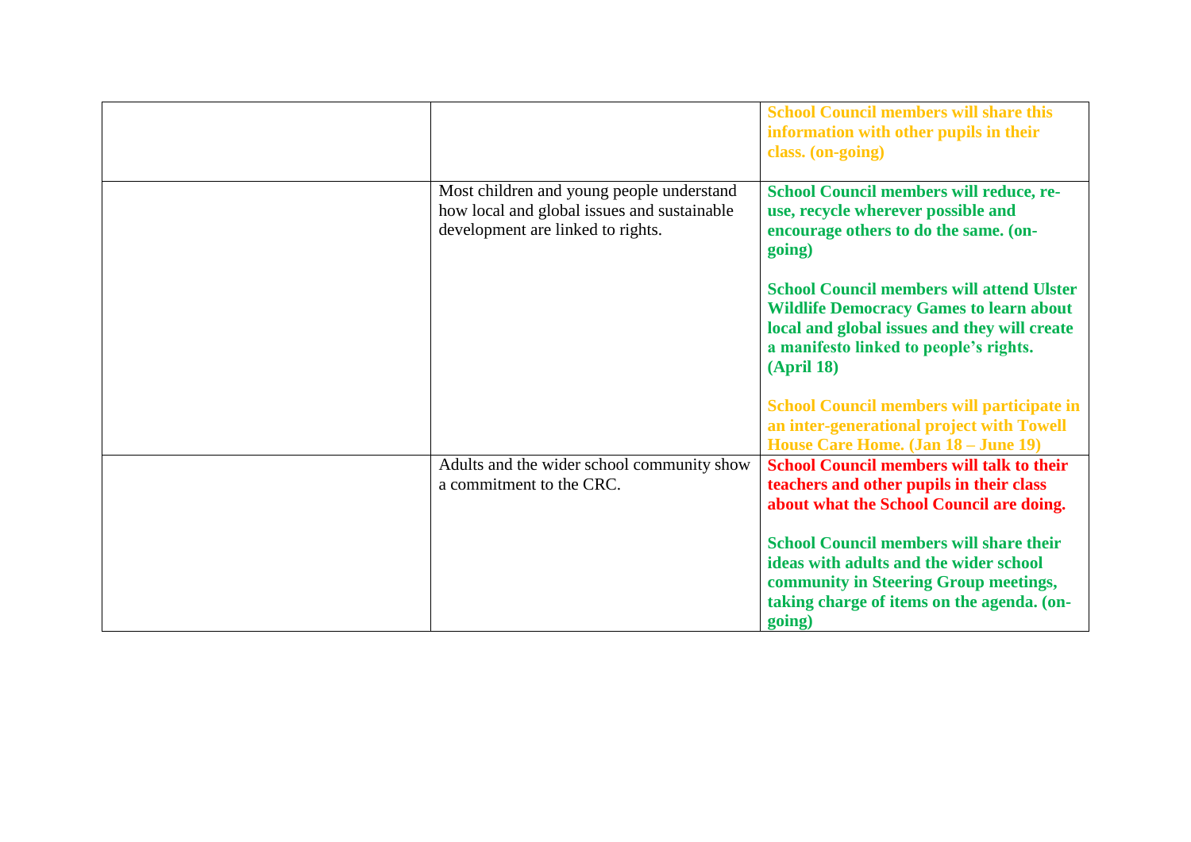| | | |
|---|---|---|
| | | **School Council members will share this information with other pupils in their class. (on-going)** |
| | Most children and young people understand how local and global issues and sustainable development are linked to rights. | **School Council members will reduce, re-use, recycle wherever possible and encourage others to do the same. (on-going)**<br><br>**School Council members will attend Ulster Wildlife Democracy Games to learn about local and global issues and they will create a manifesto linked to people's rights. (April 18)**<br><br>**School Council members will participate in an inter-generational project with Towell House Care Home. (Jan 18 – June 19)** |
| | Adults and the wider school community show a commitment to the CRC. | **School Council members will talk to their teachers and other pupils in their class about what the School Council are doing.**<br><br>**School Council members will share their ideas with adults and the wider school community in Steering Group meetings, taking charge of items on the agenda. (on-going)** |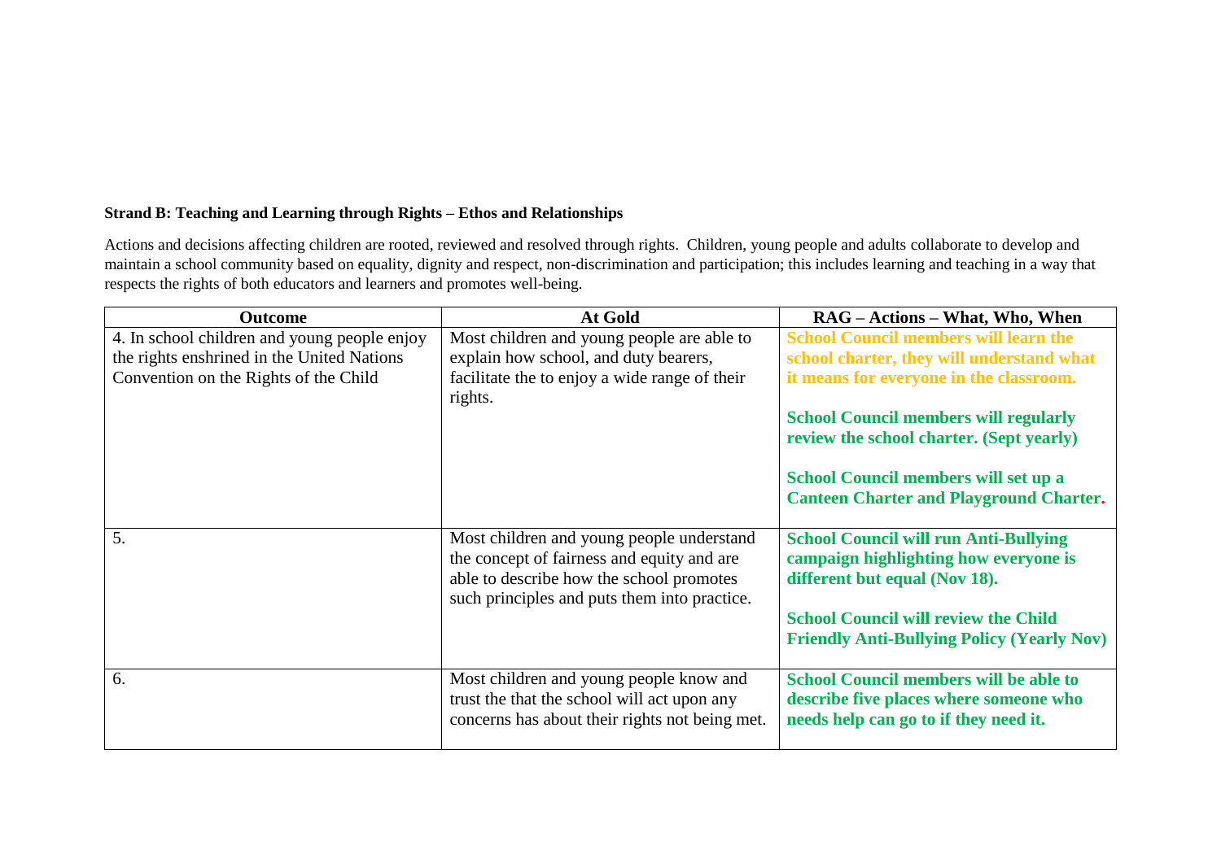**Strand B: Teaching and Learning through Rights – Ethos and Relationships**

Actions and decisions affecting children are rooted, reviewed and resolved through rights. Children, young people and adults collaborate to develop and maintain a school community based on equality, dignity and respect, non-discrimination and participation; this includes learning and teaching in a way that respects the rights of both educators and learners and promotes well-being.

| Outcome | At Gold | RAG – Actions – What, Who, When |
|---|---|---|
| 4. In school children and young people enjoy the rights enshrined in the United Nations Convention on the Rights of the Child | Most children and young people are able to explain how school, and duty bearers, facilitate the to enjoy a wide range of their rights. | **School Council members will learn the school charter, they will understand what it means for everyone in the classroom.**<br><br>**School Council members will regularly review the school charter. (Sept yearly)**<br><br>**School Council members will set up a Canteen Charter and Playground Charter.** |
| 5. | Most children and young people understand the concept of fairness and equity and are able to describe how the school promotes such principles and puts them into practice. | **School Council will run Anti-Bullying campaign highlighting how everyone is different but equal (Nov 18).**<br><br>**School Council will review the Child Friendly Anti-Bullying Policy (Yearly Nov)** |
| 6. | Most children and young people know and trust the that the school will act upon any concerns has about their rights not being met. | **School Council members will be able to describe five places where someone who needs help can go to if they need it.** |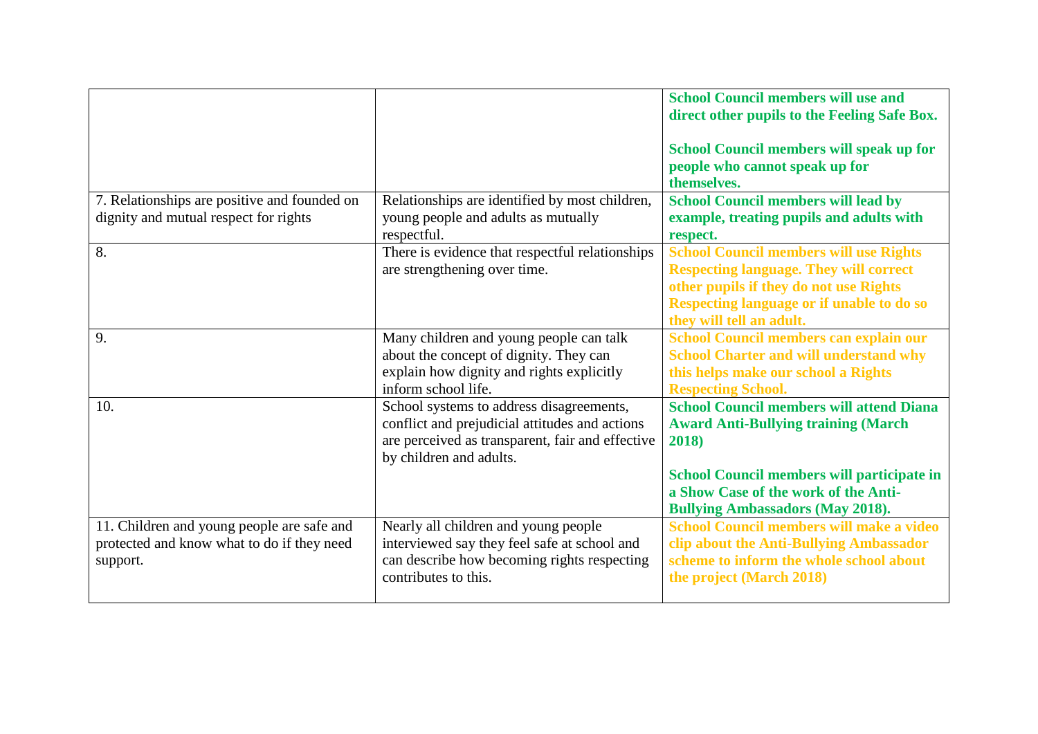| | | |
|---|---|---|
| | | **School Council members will use and direct other pupils to the Feeling Safe Box.**<br><br>**School Council members will speak up for people who cannot speak up for themselves.** |
| 7. Relationships are positive and founded on dignity and mutual respect for rights | Relationships are identified by most children, young people and adults as mutually respectful. | **School Council members will lead by example, treating pupils and adults with respect.** |
| 8. | There is evidence that respectful relationships are strengthening over time. | **School Council members will use Rights Respecting language. They will correct other pupils if they do not use Rights Respecting language or if unable to do so they will tell an adult.** |
| 9. | Many children and young people can talk about the concept of dignity. They can explain how dignity and rights explicitly inform school life. | **School Council members can explain our School Charter and will understand why this helps make our school a Rights Respecting School.** |
| 10. | School systems to address disagreements, conflict and prejudicial attitudes and actions are perceived as transparent, fair and effective by children and adults. | **School Council members will attend Diana Award Anti-Bullying training (March 2018)**<br><br>**School Council members will participate in a Show Case of the work of the Anti-Bullying Ambassadors (May 2018).** |
| 11. Children and young people are safe and protected and know what to do if they need support. | Nearly all children and young people interviewed say they feel safe at school and can describe how becoming rights respecting contributes to this. | **School Council members will make a video clip about the Anti-Bullying Ambassador scheme to inform the whole school about the project (March 2018)** |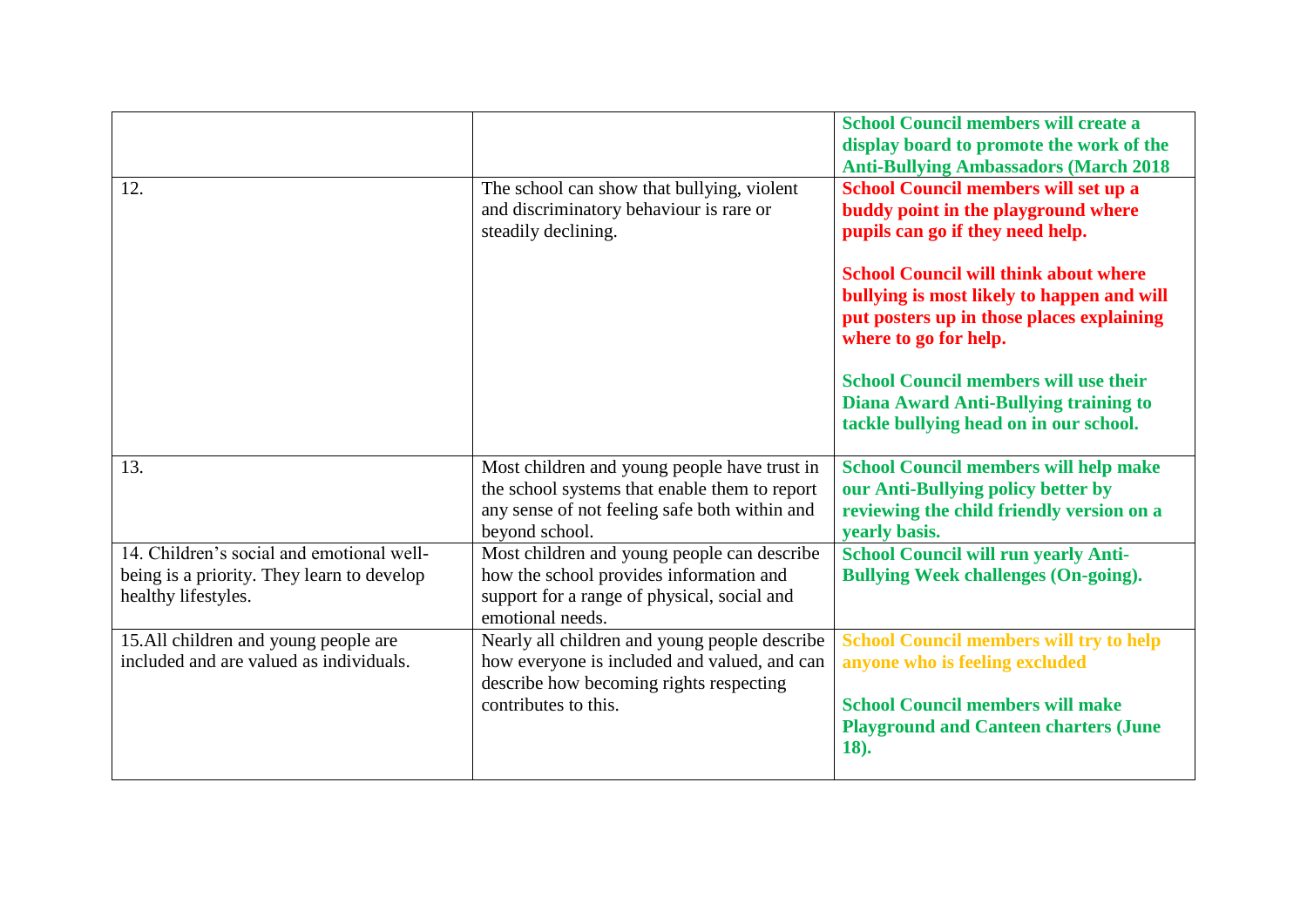| | | |
|---|---|---|
| | | **School Council members will create a display board to promote the work of the Anti-Bullying Ambassadors (March 2018** |
| 12. | The school can show that bullying, violent and discriminatory behaviour is rare or steadily declining. | **School Council members will set up a buddy point in the playground where pupils can go if they need help.**<br><br>**School Council will think about where bullying is most likely to happen and will put posters up in those places explaining where to go for help.**<br><br>**School Council members will use their Diana Award Anti-Bullying training to tackle bullying head on in our school.** |
| 13. | Most children and young people have trust in the school systems that enable them to report any sense of not feeling safe both within and beyond school. | **School Council members will help make our Anti-Bullying policy better by reviewing the child friendly version on a yearly basis.** |
| 14. Children's social and emotional well-being is a priority. They learn to develop healthy lifestyles. | Most children and young people can describe how the school provides information and support for a range of physical, social and emotional needs. | **School Council will run yearly Anti-Bullying Week challenges (On-going).** |
| 15.All children and young people are included and are valued as individuals. | Nearly all children and young people describe how everyone is included and valued, and can describe how becoming rights respecting contributes to this. | **School Council members will try to help anyone who is feeling excluded**<br><br>**School Council members will make Playground and Canteen charters (June 18).** |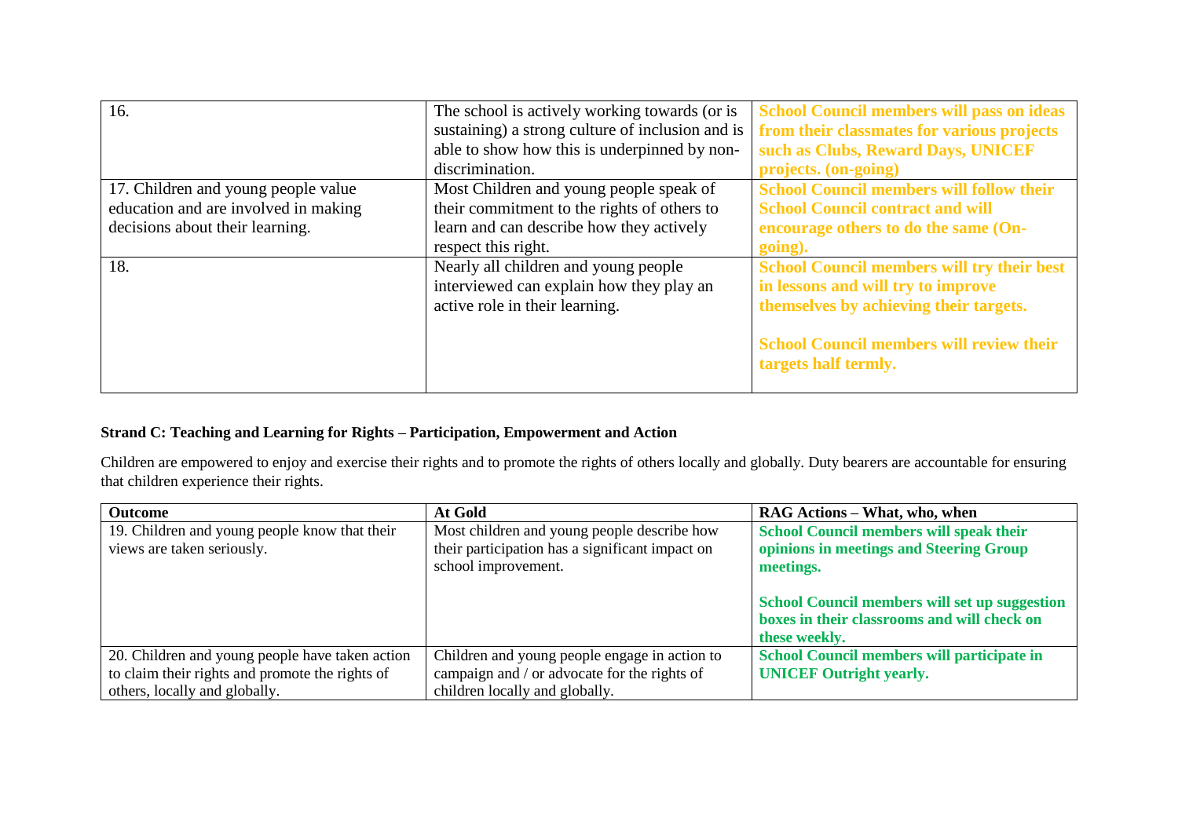| | | |
|---|---|---|
| 16. | The school is actively working towards (or is sustaining) a strong culture of inclusion and is able to show how this is underpinned by non-discrimination. | **School Council members will pass on ideas from their classmates for various projects such as Clubs, Reward Days, UNICEF projects. (on-going)** |
| 17. Children and young people value education and are involved in making decisions about their learning. | Most Children and young people speak of their commitment to the rights of others to learn and can describe how they actively respect this right. | **School Council members will follow their School Council contract and will encourage others to do the same (On-going).** |
| 18. | Nearly all children and young people interviewed can explain how they play an active role in their learning. | **School Council members will try their best in lessons and will try to improve themselves by achieving their targets.**<br><br>**School Council members will review their targets half termly.** |

**Strand C: Teaching and Learning for Rights – Participation, Empowerment and Action**

Children are empowered to enjoy and exercise their rights and to promote the rights of others locally and globally. Duty bearers are accountable for ensuring that children experience their rights.

| Outcome | At Gold | RAG Actions – What, who, when |
|---|---|---|
| 19. Children and young people know that their views are taken seriously. | Most children and young people describe how their participation has a significant impact on school improvement. | **School Council members will speak their opinions in meetings and Steering Group meetings.**<br><br>**School Council members will set up suggestion boxes in their classrooms and will check on these weekly.** |
| 20. Children and young people have taken action to claim their rights and promote the rights of others, locally and globally. | Children and young people engage in action to campaign and / or advocate for the rights of children locally and globally. | **School Council members will participate in UNICEF Outright yearly.** |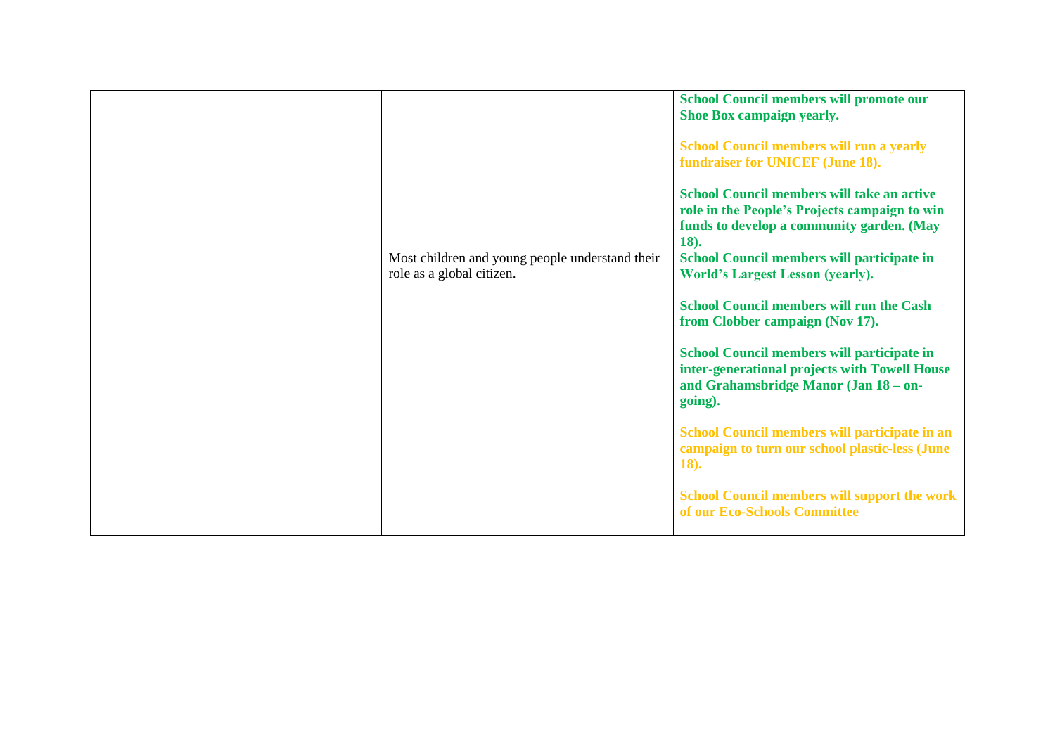| | | |
|---|---|---|
| | | **School Council members will promote our Shoe Box campaign yearly.**<br><br>**School Council members will run a yearly fundraiser for UNICEF (June 18).**<br><br>**School Council members will take an active role in the People's Projects campaign to win funds to develop a community garden. (May 18).** |
| | Most children and young people understand their role as a global citizen. | **School Council members will participate in World's Largest Lesson (yearly).**<br><br>**School Council members will run the Cash from Clobber campaign (Nov 17).**<br><br>**School Council members will participate in inter-generational projects with Towell House and Grahamsbridge Manor (Jan 18 – on-going).**<br><br>**School Council members will participate in an campaign to turn our school plastic-less (June 18).**<br><br>**School Council members will support the work of our Eco-Schools Committee** |